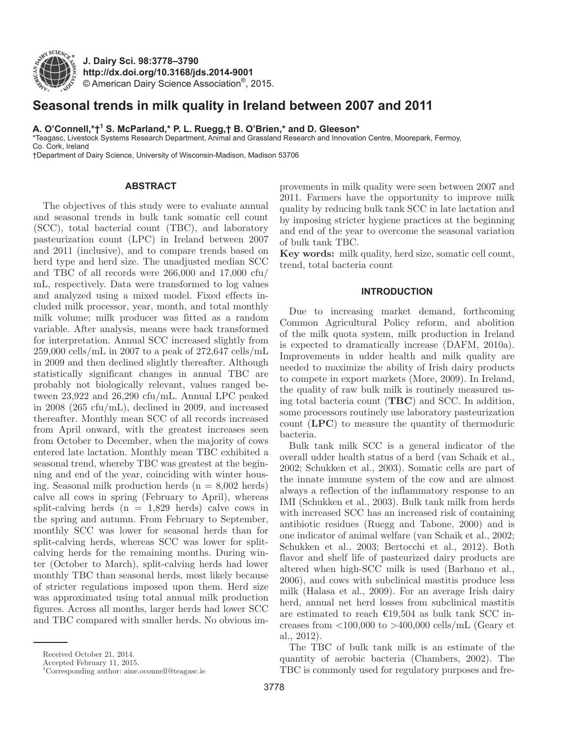# Seasonal trends in milk quality in Ireland between 2007 and 2011

**A. O'Connell,\*†[1] S. McParland,\* P. L. Ruegg,† B. O'Brien,\* and D. Gleeson\***

\*Teagasc, Livestock Systems Research Department, Animal and Grassland Research and Innovation Centre, Moorepark, Fermoy, Co. Cork, Ireland

†Department of Dairy Science, University of Wisconsin-Madison, Madison 53706

## ABSTRACT

The objectives of this study were to evaluate annual and seasonal trends in bulk tank somatic cell count (SCC), total bacterial count (TBC), and laboratory pasteurization count (LPC) in Ireland between 2007 and 2011 (inclusive), and to compare trends based on herd type and herd size. The unadjusted median SCC and TBC of all records were 266,000 and 17,000 cfu/mL, respectively. Data were transformed to log values and analyzed using a mixed model. Fixed effects included milk processor, year, month, and total monthly milk volume; milk producer was fitted as a random variable. After analysis, means were back transformed for interpretation. Annual SCC increased slightly from 259,000 cells/mL in 2007 to a peak of 272,647 cells/mL in 2009 and then declined slightly thereafter. Although statistically significant changes in annual TBC are probably not biologically relevant, values ranged between 23,922 and 26,290 cfu/mL. Annual LPC peaked in 2008 (265 cfu/mL), declined in 2009, and increased thereafter. Monthly mean SCC of all records increased from April onward, with the greatest increases seen from October to December, when the majority of cows entered late lactation. Monthly mean TBC exhibited a seasonal trend, whereby TBC was greatest at the beginning and end of the year, coinciding with winter housing. Seasonal milk production herds (n = 8,002 herds) calve all cows in spring (February to April), whereas split-calving herds (n = 1,829 herds) calve cows in the spring and autumn. From February to September, monthly SCC was lower for seasonal herds than for split-calving herds, whereas SCC was lower for split-calving herds for the remaining months. During winter (October to March), split-calving herds had lower monthly TBC than seasonal herds, most likely because of stricter regulations imposed upon them. Herd size was approximated using total annual milk production figures. Across all months, larger herds had lower SCC and TBC compared with smaller herds. No obvious improvements in milk quality were seen between 2007 and 2011. Farmers have the opportunity to improve milk quality by reducing bulk tank SCC in late lactation and by imposing stricter hygiene practices at the beginning and end of the year to overcome the seasonal variation of bulk tank TBC.

**Key words:** milk quality, herd size, somatic cell count, trend, total bacteria count

## INTRODUCTION

Due to increasing market demand, forthcoming Common Agricultural Policy reform, and abolition of the milk quota system, milk production in Ireland is expected to dramatically increase (DAFM, 2010a). Improvements in udder health and milk quality are needed to maximize the ability of Irish dairy products to compete in export markets (More, 2009). In Ireland, the quality of raw bulk milk is routinely measured using total bacteria count (**TBC**) and SCC. In addition, some processors routinely use laboratory pasteurization count (**LPC**) to measure the quantity of thermoduric bacteria.

Bulk tank milk SCC is a general indicator of the overall udder health status of a herd (van Schaik et al., 2002; Schukken et al., 2003). Somatic cells are part of the innate immune system of the cow and are almost always a reflection of the inflammatory response to an IMI (Schukken et al., 2003). Bulk tank milk from herds with increased SCC has an increased risk of containing antibiotic residues (Ruegg and Tabone, 2000) and is one indicator of animal welfare (van Schaik et al., 2002; Schukken et al., 2003; Bertocchi et al., 2012). Both flavor and shelf life of pasteurized dairy products are altered when high-SCC milk is used (Barbano et al., 2006), and cows with subclinical mastitis produce less milk (Halasa et al., 2009). For an average Irish dairy herd, annual net herd losses from subclinical mastitis are estimated to reach €19,504 as bulk tank SCC increases from <100,000 to >400,000 cells/mL (Geary et al., 2012).

The TBC of bulk tank milk is an estimate of the quantity of aerobic bacteria (Chambers, 2002). The TBC is commonly used for regulatory purposes and fre-

Received October 21, 2014.

Accepted February 11, 2015.

[1]Corresponding author: aine.oconnell@teagasc.ie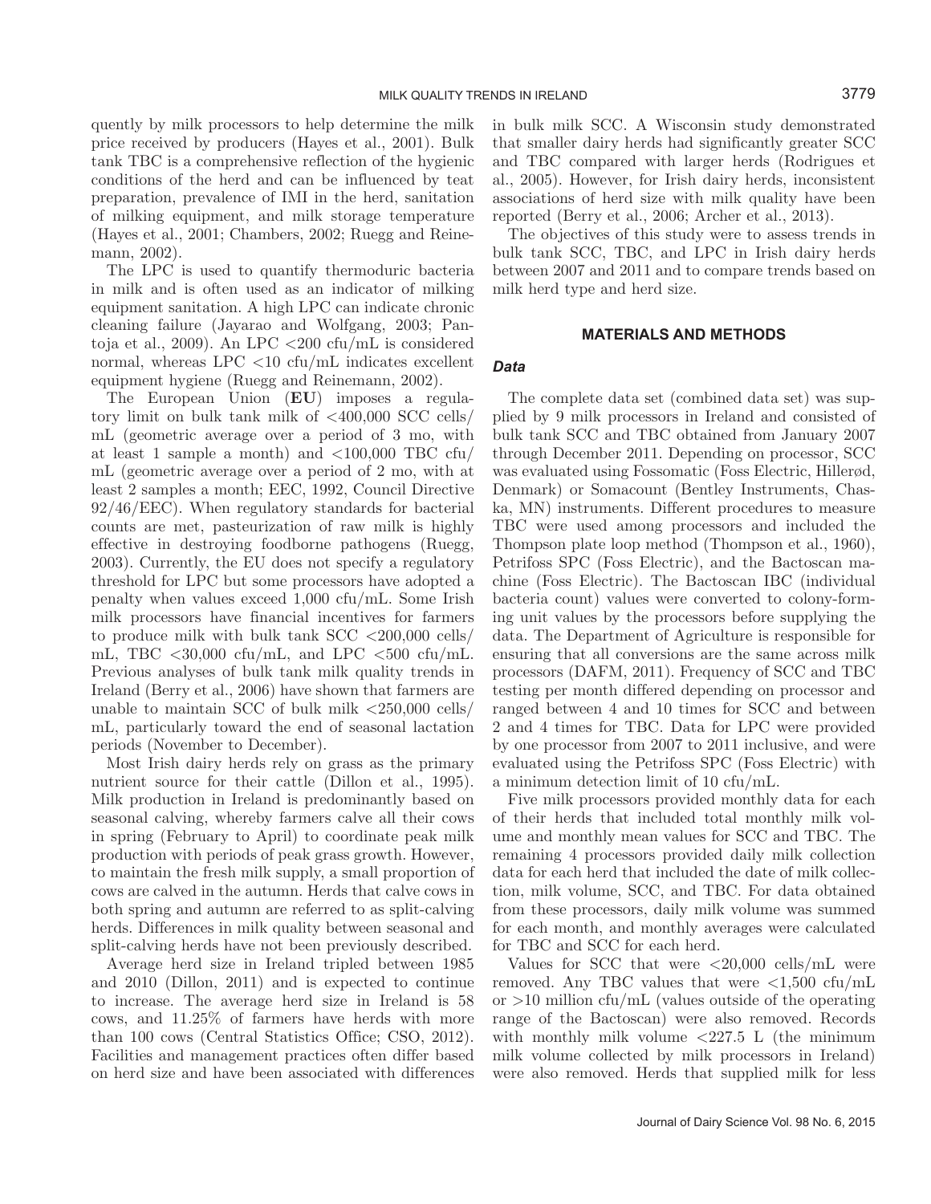quently by milk processors to help determine the milk price received by producers (Hayes et al., 2001). Bulk tank TBC is a comprehensive reflection of the hygienic conditions of the herd and can be influenced by teat preparation, prevalence of IMI in the herd, sanitation of milking equipment, and milk storage temperature (Hayes et al., 2001; Chambers, 2002; Ruegg and Reinemann, 2002).

The LPC is used to quantify thermoduric bacteria in milk and is often used as an indicator of milking equipment sanitation. A high LPC can indicate chronic cleaning failure (Jayarao and Wolfgang, 2003; Pantoja et al., 2009). An LPC <200 cfu/mL is considered normal, whereas LPC <10 cfu/mL indicates excellent equipment hygiene (Ruegg and Reinemann, 2002).

The European Union (**EU**) imposes a regulatory limit on bulk tank milk of <400,000 SCC cells/mL (geometric average over a period of 3 mo, with at least 1 sample a month) and <100,000 TBC cfu/mL (geometric average over a period of 2 mo, with at least 2 samples a month; EEC, 1992, Council Directive 92/46/EEC). When regulatory standards for bacterial counts are met, pasteurization of raw milk is highly effective in destroying foodborne pathogens (Ruegg, 2003). Currently, the EU does not specify a regulatory threshold for LPC but some processors have adopted a penalty when values exceed 1,000 cfu/mL. Some Irish milk processors have financial incentives for farmers to produce milk with bulk tank SCC <200,000 cells/mL, TBC <30,000 cfu/mL, and LPC <500 cfu/mL. Previous analyses of bulk tank milk quality trends in Ireland (Berry et al., 2006) have shown that farmers are unable to maintain SCC of bulk milk <250,000 cells/mL, particularly toward the end of seasonal lactation periods (November to December).

Most Irish dairy herds rely on grass as the primary nutrient source for their cattle (Dillon et al., 1995). Milk production in Ireland is predominantly based on seasonal calving, whereby farmers calve all their cows in spring (February to April) to coordinate peak milk production with periods of peak grass growth. However, to maintain the fresh milk supply, a small proportion of cows are calved in the autumn. Herds that calve cows in both spring and autumn are referred to as split-calving herds. Differences in milk quality between seasonal and split-calving herds have not been previously described.

Average herd size in Ireland tripled between 1985 and 2010 (Dillon, 2011) and is expected to continue to increase. The average herd size in Ireland is 58 cows, and 11.25% of farmers have herds with more than 100 cows (Central Statistics Office; CSO, 2012). Facilities and management practices often differ based on herd size and have been associated with differences in bulk milk SCC. A Wisconsin study demonstrated that smaller dairy herds had significantly greater SCC and TBC compared with larger herds (Rodrigues et al., 2005). However, for Irish dairy herds, inconsistent associations of herd size with milk quality have been reported (Berry et al., 2006; Archer et al., 2013).

The objectives of this study were to assess trends in bulk tank SCC, TBC, and LPC in Irish dairy herds between 2007 and 2011 and to compare trends based on milk herd type and herd size.

## MATERIALS AND METHODS

### *Data*

The complete data set (combined data set) was supplied by 9 milk processors in Ireland and consisted of bulk tank SCC and TBC obtained from January 2007 through December 2011. Depending on processor, SCC was evaluated using Fossomatic (Foss Electric, Hillerød, Denmark) or Somacount (Bentley Instruments, Chaska, MN) instruments. Different procedures to measure TBC were used among processors and included the Thompson plate loop method (Thompson et al., 1960), Petrifoss SPC (Foss Electric), and the Bactoscan machine (Foss Electric). The Bactoscan IBC (individual bacteria count) values were converted to colony-forming unit values by the processors before supplying the data. The Department of Agriculture is responsible for ensuring that all conversions are the same across milk processors (DAFM, 2011). Frequency of SCC and TBC testing per month differed depending on processor and ranged between 4 and 10 times for SCC and between 2 and 4 times for TBC. Data for LPC were provided by one processor from 2007 to 2011 inclusive, and were evaluated using the Petrifoss SPC (Foss Electric) with a minimum detection limit of 10 cfu/mL.

Five milk processors provided monthly data for each of their herds that included total monthly milk volume and monthly mean values for SCC and TBC. The remaining 4 processors provided daily milk collection data for each herd that included the date of milk collection, milk volume, SCC, and TBC. For data obtained from these processors, daily milk volume was summed for each month, and monthly averages were calculated for TBC and SCC for each herd.

Values for SCC that were <20,000 cells/mL were removed. Any TBC values that were <1,500 cfu/mL or >10 million cfu/mL (values outside of the operating range of the Bactoscan) were also removed. Records with monthly milk volume <227.5 L (the minimum milk volume collected by milk processors in Ireland) were also removed. Herds that supplied milk for less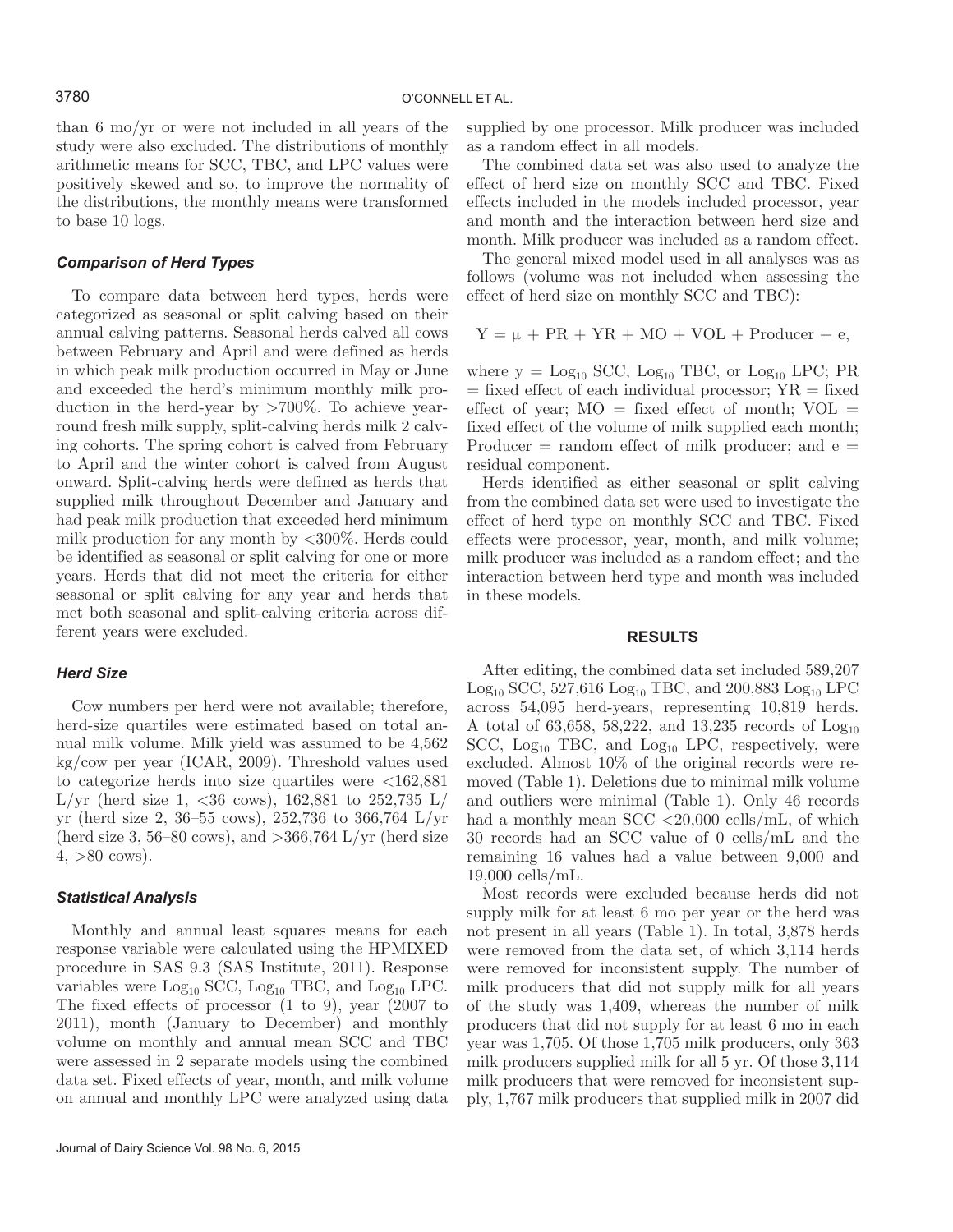than 6 mo/yr or were not included in all years of the study were also excluded. The distributions of monthly arithmetic means for SCC, TBC, and LPC values were positively skewed and so, to improve the normality of the distributions, the monthly means were transformed to base 10 logs.

### *Comparison of Herd Types*

To compare data between herd types, herds were categorized as seasonal or split calving based on their annual calving patterns. Seasonal herds calved all cows between February and April and were defined as herds in which peak milk production occurred in May or June and exceeded the herd's minimum monthly milk production in the herd-year by >700%. To achieve year-round fresh milk supply, split-calving herds milk 2 calving cohorts. The spring cohort is calved from February to April and the winter cohort is calved from August onward. Split-calving herds were defined as herds that supplied milk throughout December and January and had peak milk production that exceeded herd minimum milk production for any month by <300%. Herds could be identified as seasonal or split calving for one or more years. Herds that did not meet the criteria for either seasonal or split calving for any year and herds that met both seasonal and split-calving criteria across different years were excluded.

### *Herd Size*

Cow numbers per herd were not available; therefore, herd-size quartiles were estimated based on total annual milk volume. Milk yield was assumed to be 4,562 kg/cow per year (ICAR, 2009). Threshold values used to categorize herds into size quartiles were <162,881 L/yr (herd size 1, <36 cows), 162,881 to 252,735 L/yr (herd size 2, 36–55 cows), 252,736 to 366,764 L/yr (herd size 3, 56–80 cows), and >366,764 L/yr (herd size 4, >80 cows).

### *Statistical Analysis*

Monthly and annual least squares means for each response variable were calculated using the HPMIXED procedure in SAS 9.3 (SAS Institute, 2011). Response variables were $Log_{10}$ SCC, $Log_{10}$ TBC, and $Log_{10}$ LPC. The fixed effects of processor (1 to 9), year (2007 to 2011), month (January to December) and monthly volume on monthly and annual mean SCC and TBC were assessed in 2 separate models using the combined data set. Fixed effects of year, month, and milk volume on annual and monthly LPC were analyzed using data supplied by one processor. Milk producer was included as a random effect in all models.

The combined data set was also used to analyze the effect of herd size on monthly SCC and TBC. Fixed effects included in the models included processor, year and month and the interaction between herd size and month. Milk producer was included as a random effect.

The general mixed model used in all analyses was as follows (volume was not included when assessing the effect of herd size on monthly SCC and TBC):

$$Y = \mu + PR + YR + MO + VOL + Producer + e,$$

where $y = Log_{10}$ SCC, $Log_{10}$ TBC, or $Log_{10}$ LPC; PR = fixed effect of each individual processor; YR = fixed effect of year; MO = fixed effect of month; VOL = fixed effect of the volume of milk supplied each month; Producer = random effect of milk producer; and e = residual component.

Herds identified as either seasonal or split calving from the combined data set were used to investigate the effect of herd type on monthly SCC and TBC. Fixed effects were processor, year, month, and milk volume; milk producer was included as a random effect; and the interaction between herd type and month was included in these models.

## RESULTS

After editing, the combined data set included 589,207 $Log_{10}$ SCC, 527,616 $Log_{10}$ TBC, and 200,883 $Log_{10}$ LPC across 54,095 herd-years, representing 10,819 herds. A total of 63,658, 58,222, and 13,235 records of $Log_{10}$ SCC, $Log_{10}$ TBC, and $Log_{10}$ LPC, respectively, were excluded. Almost 10% of the original records were removed (Table 1). Deletions due to minimal milk volume and outliers were minimal (Table 1). Only 46 records had a monthly mean SCC <20,000 cells/mL, of which 30 records had an SCC value of 0 cells/mL and the remaining 16 values had a value between 9,000 and 19,000 cells/mL.

Most records were excluded because herds did not supply milk for at least 6 mo per year or the herd was not present in all years (Table 1). In total, 3,878 herds were removed from the data set, of which 3,114 herds were removed for inconsistent supply. The number of milk producers that did not supply milk for all years of the study was 1,409, whereas the number of milk producers that did not supply for at least 6 mo in each year was 1,705. Of those 1,705 milk producers, only 363 milk producers supplied milk for all 5 yr. Of those 3,114 milk producers that were removed for inconsistent supply, 1,767 milk producers that supplied milk in 2007 did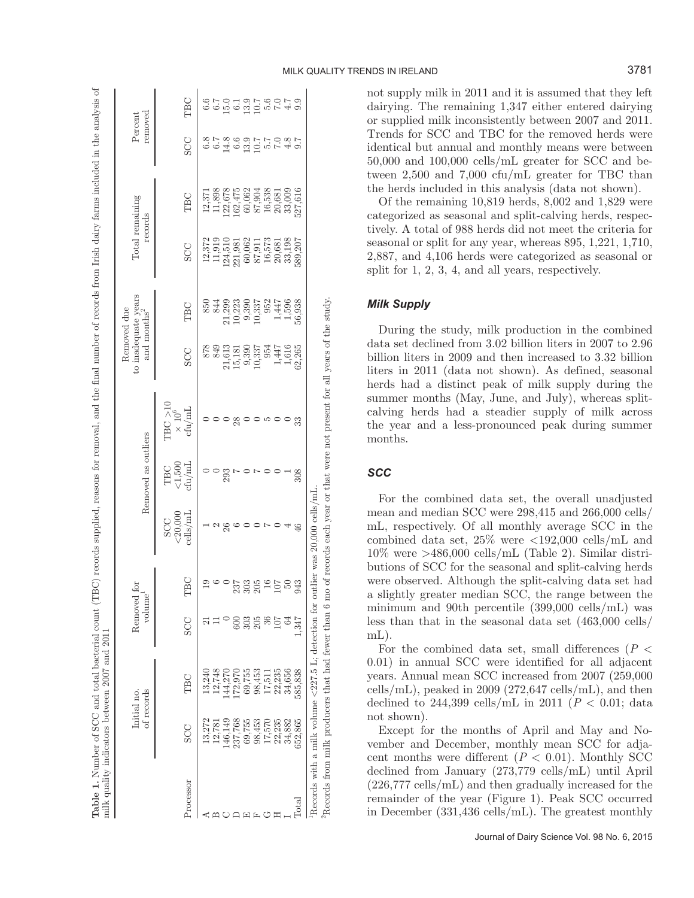**Table 1.** Number of SCC and total bacterial count (TBC) records supplied, reasons for removal, and the final number of records from Irish dairy farms included in the analysis of milk quality indicators between 2007 and 2011

| Processor | Initial no. of records | | Removed for volume[1] | | Removed as outliers | | | Removed due to inadequate years and months[2] | | Total remaining records | | Percent removed | |
|---|---|---|---|---|---|---|---|---|---|---|---|---|---|
| | SCC | TBC | SCC | TBC | SCC <20,000 cells/mL | TBC <1,500 cfu/mL | TBC >10 × 10[6] cfu/mL | SCC | TBC | SCC | TBC | SCC | TBC |
| A | 13,272 | 13,240 | 21 | 19 | 1 | 0 | 0 | 878 | 850 | 12,372 | 12,371 | 6.8 | 6.6 |
| B | 12,781 | 12,748 | 11 | 6 | 2 | 0 | 0 | 849 | 844 | 11,919 | 11,898 | 6.7 | 6.7 |
| C | 146,149 | 144,270 | 0 | 0 | 26 | 293 | 0 | 21,613 | 21,299 | 124,510 | 122,678 | 14.8 | 15.0 |
| D | 237,768 | 172,970 | 600 | 237 | 6 | 7 | 28 | 15,181 | 10,223 | 221,981 | 162,475 | 6.6 | 6.1 |
| E | 69,755 | 69,755 | 303 | 303 | 0 | 0 | 0 | 9,390 | 9,390 | 60,062 | 60,062 | 13.9 | 13.9 |
| F | 98,453 | 98,453 | 205 | 205 | 0 | 7 | 0 | 10,337 | 10,337 | 87,911 | 87,904 | 10.7 | 10.7 |
| G | 17,570 | 17,511 | 36 | 16 | 7 | 0 | 5 | 954 | 952 | 16,573 | 16,538 | 5.7 | 5.6 |
| H | 22,235 | 22,235 | 107 | 107 | 0 | 0 | 0 | 1,447 | 1,447 | 20,681 | 20,681 | 7.0 | 7.0 |
| I | 34,882 | 34,656 | 64 | 50 | 4 | 1 | 0 | 1,616 | 1,596 | 33,198 | 33,009 | 4.8 | 4.7 |
| Total | 652,865 | 585,838 | 1,347 | 943 | 46 | 308 | 33 | 62,265 | 56,938 | 589,207 | 527,616 | 9.7 | 9.9 |

[1]Records with a milk volume <227.5 L; detection for outlier was 20,000 cells/mL.

[2]Records from milk producers that had fewer than 6 mo of records each year or that were not present for all years of the study.

not supply milk in 2011 and it is assumed that they left dairying. The remaining 1,347 either entered dairying or supplied milk inconsistently between 2007 and 2011. Trends for SCC and TBC for the removed herds were identical but annual and monthly means were between 50,000 and 100,000 cells/mL greater for SCC and between 2,500 and 7,000 cfu/mL greater for TBC than the herds included in this analysis (data not shown).

Of the remaining 10,819 herds, 8,002 and 1,829 were categorized as seasonal and split-calving herds, respectively. A total of 988 herds did not meet the criteria for seasonal or split for any year, whereas 895, 1,221, 1,710, 2,887, and 4,106 herds were categorized as seasonal or split for 1, 2, 3, 4, and all years, respectively.

### *Milk Supply*

During the study, milk production in the combined data set declined from 3.02 billion liters in 2007 to 2.96 billion liters in 2009 and then increased to 3.32 billion liters in 2011 (data not shown). As defined, seasonal herds had a distinct peak of milk supply during the summer months (May, June, and July), whereas split-calving herds had a steadier supply of milk across the year and a less-pronounced peak during summer months.

### *SCC*

For the combined data set, the overall unadjusted mean and median SCC were 298,415 and 266,000 cells/mL, respectively. Of all monthly average SCC in the combined data set, 25% were <192,000 cells/mL and 10% were >486,000 cells/mL (Table 2). Similar distributions of SCC for the seasonal and split-calving herds were observed. Although the split-calving data set had a slightly greater median SCC, the range between the minimum and 90th percentile (399,000 cells/mL) was less than that in the seasonal data set (463,000 cells/mL).

For the combined data set, small differences ($P < 0.01$) in annual SCC were identified for all adjacent years. Annual mean SCC increased from 2007 (259,000 cells/mL), peaked in 2009 (272,647 cells/mL), and then declined to 244,399 cells/mL in 2011 ($P < 0.01$; data not shown).

Except for the months of April and May and November and December, monthly mean SCC for adjacent months were different ($P < 0.01$). Monthly SCC declined from January (273,779 cells/mL) until April (226,777 cells/mL) and then gradually increased for the remainder of the year (Figure 1). Peak SCC occurred in December (331,436 cells/mL). The greatest monthly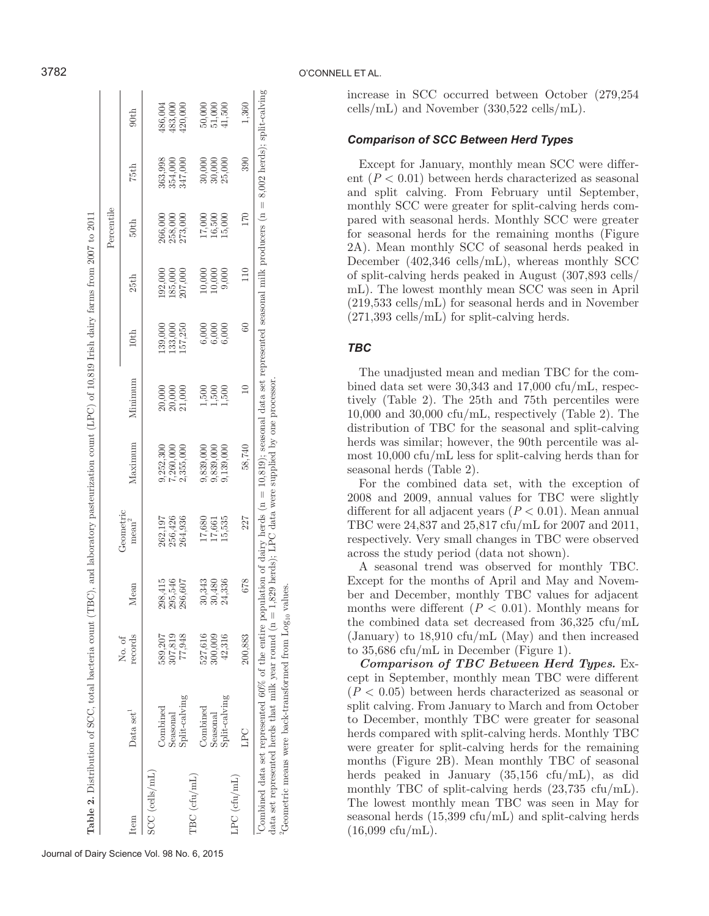**Table 2.** Distribution of SCC, total bacteria count (TBC), and laboratory pasteurization count (LPC) of 10,819 Irish dairy farms from 2007 to 2011

| Item | Data set[1] | No. of records | Mean | Geometric mean[2] | Maximum | Minimum | Percentile | | | | |
|---|---|---|---|---|---|---|---|---|---|---|---|
| | | | | | | | 10th | 25th | 50th | 75th | 90th |
| SCC (cells/mL) | Combined | 589,207 | 298,415 | 262,197 | 9,252,300 | 20,000 | 139,000 | 192,000 | 266,000 | 363,998 | 486,004 |
| | Seasonal | 307,819 | 295,546 | 256,426 | 7,260,000 | 20,000 | 133,000 | 185,000 | 258,000 | 354,000 | 483,000 |
| | Split-calving | 77,948 | 286,607 | 264,936 | 2,355,000 | 21,000 | 157,250 | 207,000 | 273,000 | 347,000 | 420,000 |
| TBC (cfu/mL) | Combined | 527,616 | 30,343 | 17,680 | 9,839,000 | 1,500 | 6,000 | 10,000 | 17,000 | 30,000 | 50,000 |
| | Seasonal | 300,009 | 30,480 | 17,661 | 9,839,000 | 1,500 | 6,000 | 10,000 | 16,500 | 30,000 | 51,000 |
| | Split-calving | 42,316 | 24,336 | 15,535 | 9,139,000 | 1,500 | 6,000 | 9,000 | 15,000 | 25,000 | 41,500 |
| LPC (cfu/mL) | LPC | 200,883 | 678 | 227 | 58,740 | 10 | 60 | 110 | 170 | 390 | 1,360 |

[1]Combined data set represented 60% of the entire population of dairy herds (n = 10,819); seasonal data set represented seasonal milk producers (n = 8,002 herds); split-calving data set represented herds that milk year round (n = 1,829 herds); LPC data were supplied by one processor.

[2]Geometric means were back-transformed from $\text{Log}_{10}$ values.

increase in SCC occurred between October (279,254 cells/mL) and November (330,522 cells/mL).

### Comparison of SCC Between Herd Types

Except for January, monthly mean SCC were different ($P < 0.01$) between herds characterized as seasonal and split calving. From February until September, monthly SCC were greater for split-calving herds compared with seasonal herds. Monthly SCC were greater for seasonal herds for the remaining months (Figure 2A). Mean monthly SCC of seasonal herds peaked in December (402,346 cells/mL), whereas monthly SCC of split-calving herds peaked in August (307,893 cells/mL). The lowest monthly mean SCC was seen in April (219,533 cells/mL) for seasonal herds and in November (271,393 cells/mL) for split-calving herds.

### TBC

The unadjusted mean and median TBC for the combined data set were 30,343 and 17,000 cfu/mL, respectively (Table 2). The 25th and 75th percentiles were 10,000 and 30,000 cfu/mL, respectively (Table 2). The distribution of TBC for the seasonal and split-calving herds was similar; however, the 90th percentile was almost 10,000 cfu/mL less for split-calving herds than for seasonal herds (Table 2).

For the combined data set, with the exception of 2008 and 2009, annual values for TBC were slightly different for all adjacent years ($P < 0.01$). Mean annual TBC were 24,837 and 25,817 cfu/mL for 2007 and 2011, respectively. Very small changes in TBC were observed across the study period (data not shown).

A seasonal trend was observed for monthly TBC. Except for the months of April and May and November and December, monthly TBC values for adjacent months were different ($P < 0.01$). Monthly means for the combined data set decreased from 36,325 cfu/mL (January) to 18,910 cfu/mL (May) and then increased to 35,686 cfu/mL in December (Figure 1).

***Comparison of TBC Between Herd Types.*** Except in September, monthly mean TBC were different ($P < 0.05$) between herds characterized as seasonal or split calving. From January to March and from October to December, monthly TBC were greater for seasonal herds compared with split-calving herds. Monthly TBC were greater for split-calving herds for the remaining months (Figure 2B). Mean monthly TBC of seasonal herds peaked in January (35,156 cfu/mL), as did monthly TBC of split-calving herds (23,735 cfu/mL). The lowest monthly mean TBC was seen in May for seasonal herds (15,399 cfu/mL) and split-calving herds (16,099 cfu/mL).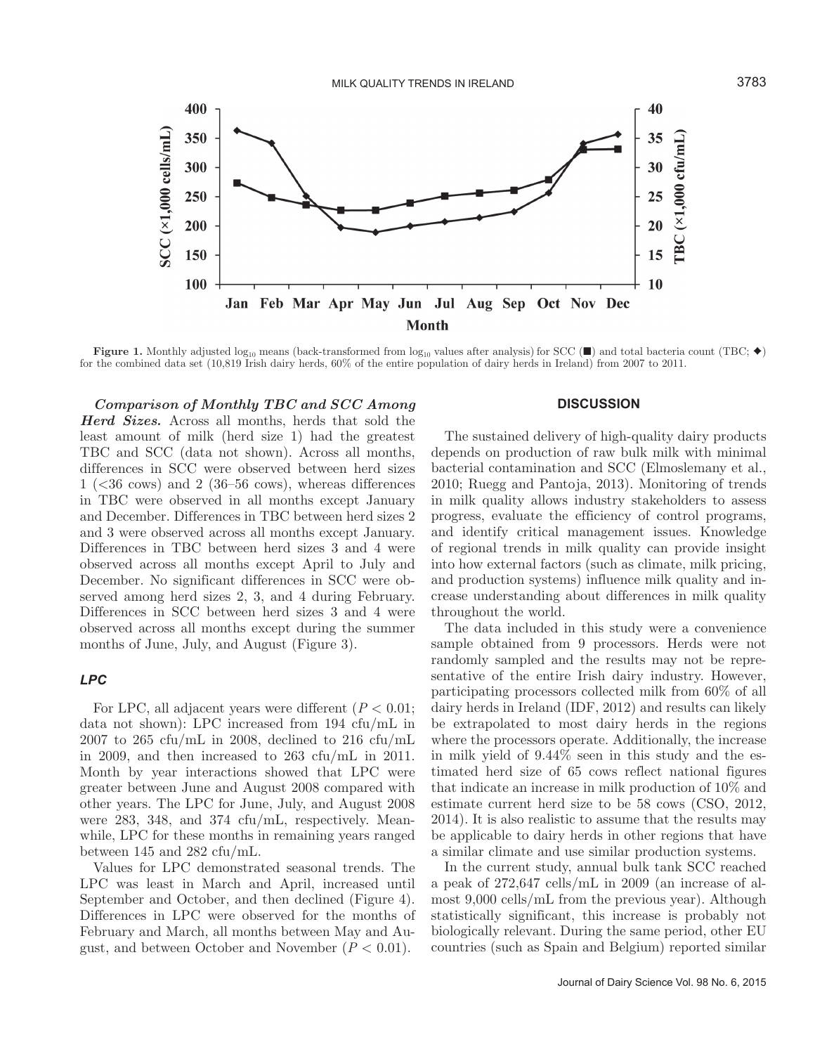Figure 1. Monthly adjusted $\log_{10}$ means (back-transformed from $\log_{10}$ values after analysis) for SCC (■) and total bacteria count (TBC; ◆) for the combined data set (10,819 Irish dairy herds, 60% of the entire population of dairy herds in Ireland) from 2007 to 2011.

***Comparison of Monthly TBC and SCC Among Herd Sizes.*** Across all months, herds that sold the least amount of milk (herd size 1) had the greatest TBC and SCC (data not shown). Across all months, differences in SCC were observed between herd sizes 1 (<36 cows) and 2 (36–56 cows), whereas differences in TBC were observed in all months except January and December. Differences in TBC between herd sizes 2 and 3 were observed across all months except January. Differences in TBC between herd sizes 3 and 4 were observed across all months except April to July and December. No significant differences in SCC were observed among herd sizes 2, 3, and 4 during February. Differences in SCC between herd sizes 3 and 4 were observed across all months except during the summer months of June, July, and August (Figure 3).

### LPC

For LPC, all adjacent years were different ($P < 0.01$; data not shown): LPC increased from 194 cfu/mL in 2007 to 265 cfu/mL in 2008, declined to 216 cfu/mL in 2009, and then increased to 263 cfu/mL in 2011. Month by year interactions showed that LPC were greater between June and August 2008 compared with other years. The LPC for June, July, and August 2008 were 283, 348, and 374 cfu/mL, respectively. Meanwhile, LPC for these months in remaining years ranged between 145 and 282 cfu/mL.

Values for LPC demonstrated seasonal trends. The LPC was least in March and April, increased until September and October, and then declined (Figure 4). Differences in LPC were observed for the months of February and March, all months between May and August, and between October and November ($P < 0.01$).

## DISCUSSION

The sustained delivery of high-quality dairy products depends on production of raw bulk milk with minimal bacterial contamination and SCC (Elmoslemany et al., 2010; Ruegg and Pantoja, 2013). Monitoring of trends in milk quality allows industry stakeholders to assess progress, evaluate the efficiency of control programs, and identify critical management issues. Knowledge of regional trends in milk quality can provide insight into how external factors (such as climate, milk pricing, and production systems) influence milk quality and increase understanding about differences in milk quality throughout the world.

The data included in this study were a convenience sample obtained from 9 processors. Herds were not randomly sampled and the results may not be representative of the entire Irish dairy industry. However, participating processors collected milk from 60% of all dairy herds in Ireland (IDF, 2012) and results can likely be extrapolated to most dairy herds in the regions where the processors operate. Additionally, the increase in milk yield of 9.44% seen in this study and the estimated herd size of 65 cows reflect national figures that indicate an increase in milk production of 10% and estimate current herd size to be 58 cows (CSO, 2012, 2014). It is also realistic to assume that the results may be applicable to dairy herds in other regions that have a similar climate and use similar production systems.

In the current study, annual bulk tank SCC reached a peak of 272,647 cells/mL in 2009 (an increase of almost 9,000 cells/mL from the previous year). Although statistically significant, this increase is probably not biologically relevant. During the same period, other EU countries (such as Spain and Belgium) reported similar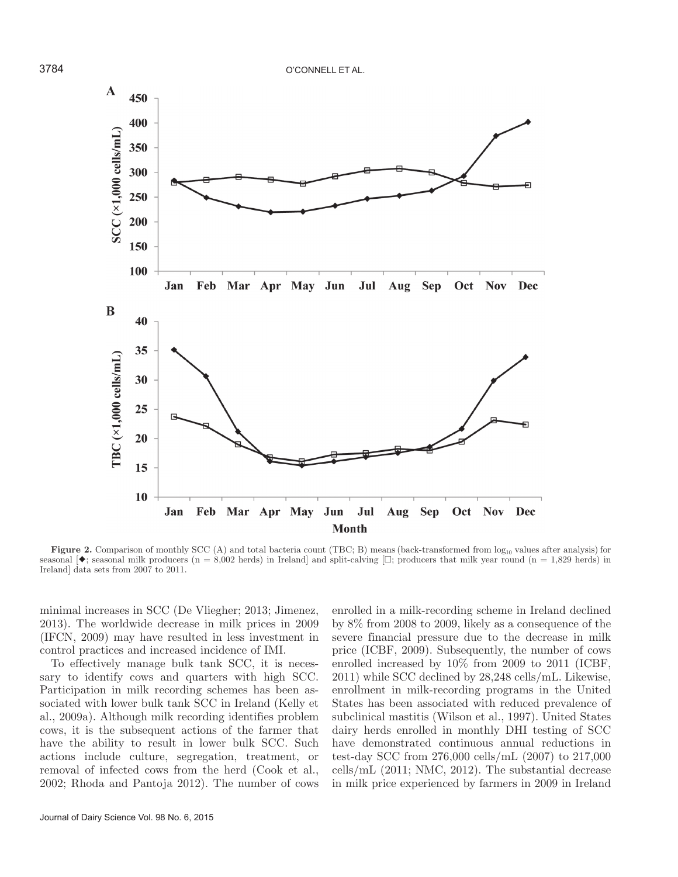**Figure 2.** Comparison of monthly SCC (A) and total bacteria count (TBC; B) means (back-transformed from $\log_{10}$ values after analysis) for seasonal [◆; seasonal milk producers (n = 8,002 herds) in Ireland] and split-calving [□; producers that milk year round (n = 1,829 herds) in Ireland] data sets from 2007 to 2011.

minimal increases in SCC (De Vliegher; 2013; Jimenez, 2013). The worldwide decrease in milk prices in 2009 (IFCN, 2009) may have resulted in less investment in control practices and increased incidence of IMI.

To effectively manage bulk tank SCC, it is necessary to identify cows and quarters with high SCC. Participation in milk recording schemes has been associated with lower bulk tank SCC in Ireland (Kelly et al., 2009a). Although milk recording identifies problem cows, it is the subsequent actions of the farmer that have the ability to result in lower bulk SCC. Such actions include culture, segregation, treatment, or removal of infected cows from the herd (Cook et al., 2002; Rhoda and Pantoja 2012). The number of cows enrolled in a milk-recording scheme in Ireland declined by 8% from 2008 to 2009, likely as a consequence of the severe financial pressure due to the decrease in milk price (ICBF, 2009). Subsequently, the number of cows enrolled increased by 10% from 2009 to 2011 (ICBF, 2011) while SCC declined by 28,248 cells/mL. Likewise, enrollment in milk-recording programs in the United States has been associated with reduced prevalence of subclinical mastitis (Wilson et al., 1997). United States dairy herds enrolled in monthly DHI testing of SCC have demonstrated continuous annual reductions in test-day SCC from 276,000 cells/mL (2007) to 217,000 cells/mL (2011; NMC, 2012). The substantial decrease in milk price experienced by farmers in 2009 in Ireland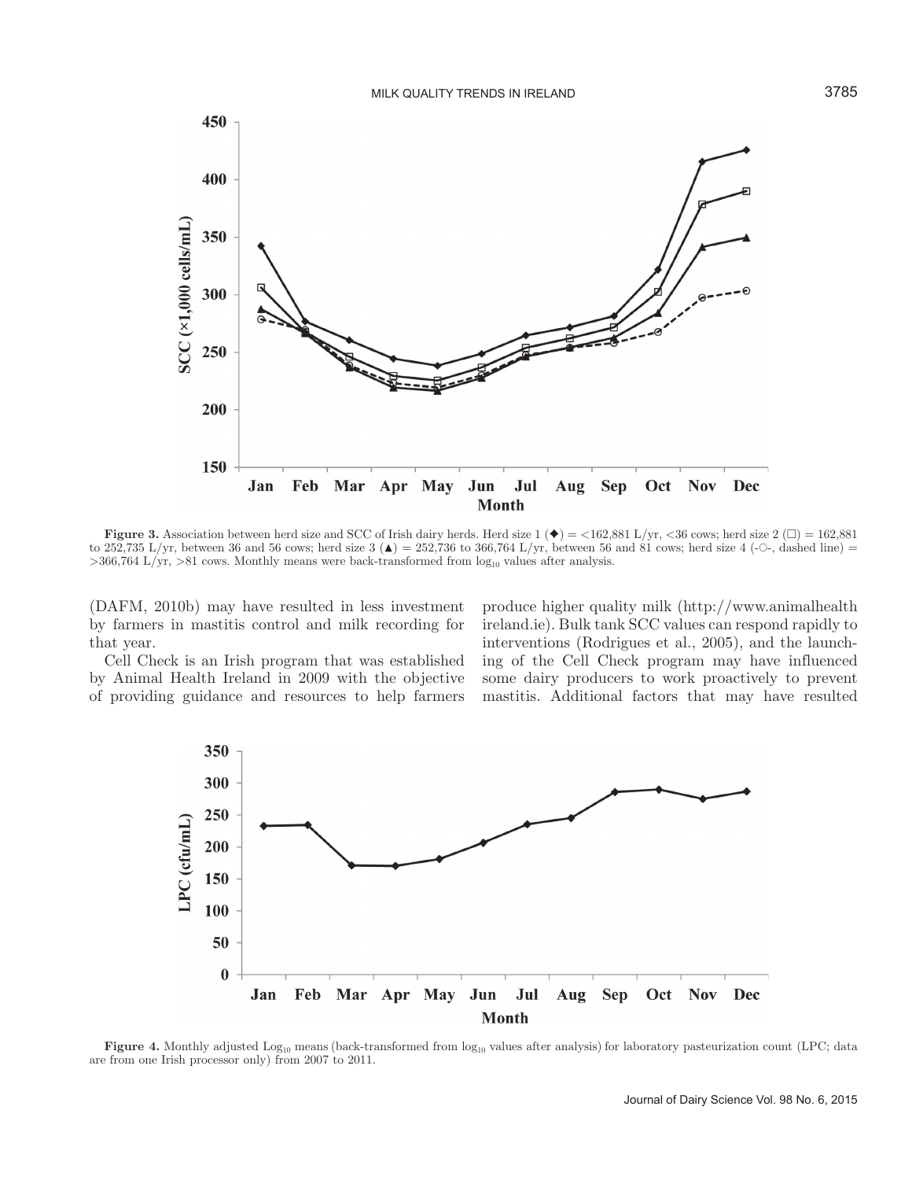**Figure 3.** Association between herd size and SCC of Irish dairy herds. Herd size 1 (◆) = <162,881 L/yr, <36 cows; herd size 2 (□) = 162,881 to 252,735 L/yr, between 36 and 56 cows; herd size 3 (▲) = 252,736 to 366,764 L/yr, between 56 and 81 cows; herd size 4 (-○-, dashed line) = >366,764 L/yr, >81 cows. Monthly means were back-transformed from $\log_{10}$ values after analysis.

(DAFM, 2010b) may have resulted in less investment by farmers in mastitis control and milk recording for that year.

Cell Check is an Irish program that was established by Animal Health Ireland in 2009 with the objective of providing guidance and resources to help farmers produce higher quality milk (http://www.animalhealthireland.ie). Bulk tank SCC values can respond rapidly to interventions (Rodrigues et al., 2005), and the launching of the Cell Check program may have influenced some dairy producers to work proactively to prevent mastitis. Additional factors that may have resulted

**Figure 4.** Monthly adjusted $\text{Log}_{10}$ means (back-transformed from $\log_{10}$ values after analysis) for laboratory pasteurization count (LPC; data are from one Irish processor only) from 2007 to 2011.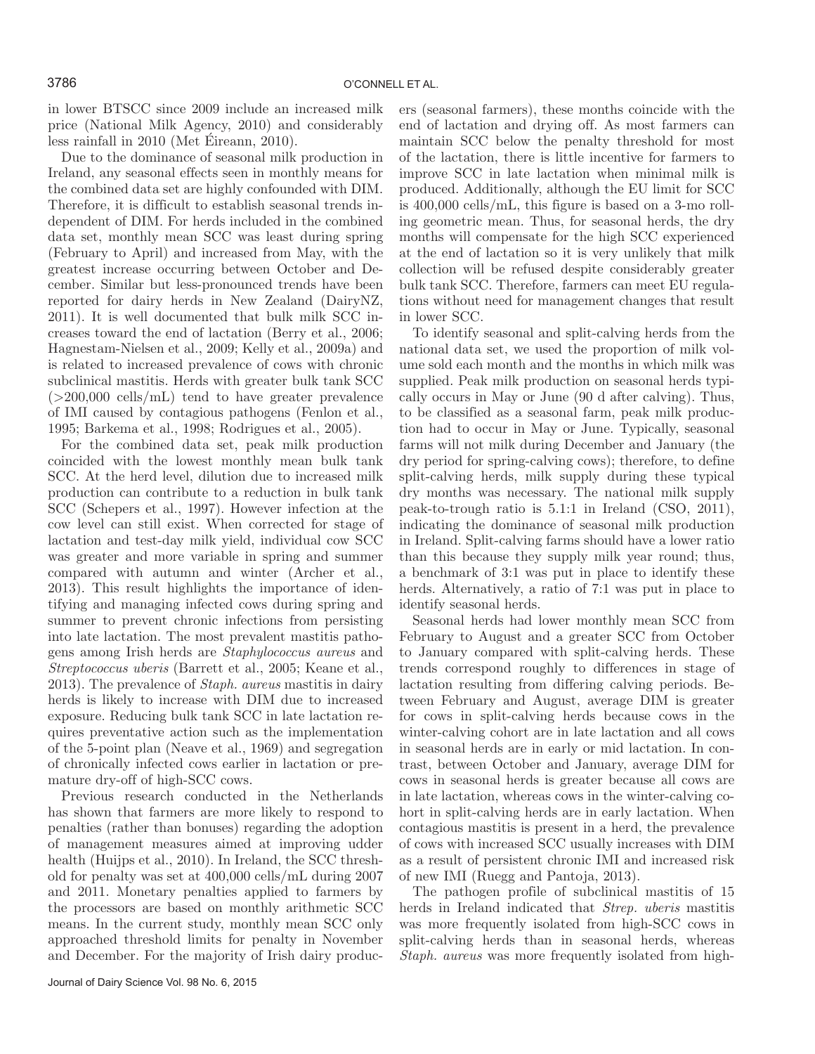in lower BTSCC since 2009 include an increased milk price (National Milk Agency, 2010) and considerably less rainfall in 2010 (Met Éireann, 2010).

Due to the dominance of seasonal milk production in Ireland, any seasonal effects seen in monthly means for the combined data set are highly confounded with DIM. Therefore, it is difficult to establish seasonal trends independent of DIM. For herds included in the combined data set, monthly mean SCC was least during spring (February to April) and increased from May, with the greatest increase occurring between October and December. Similar but less-pronounced trends have been reported for dairy herds in New Zealand (DairyNZ, 2011). It is well documented that bulk milk SCC increases toward the end of lactation (Berry et al., 2006; Hagnestam-Nielsen et al., 2009; Kelly et al., 2009a) and is related to increased prevalence of cows with chronic subclinical mastitis. Herds with greater bulk tank SCC (>200,000 cells/mL) tend to have greater prevalence of IMI caused by contagious pathogens (Fenlon et al., 1995; Barkema et al., 1998; Rodrigues et al., 2005).

For the combined data set, peak milk production coincided with the lowest monthly mean bulk tank SCC. At the herd level, dilution due to increased milk production can contribute to a reduction in bulk tank SCC (Schepers et al., 1997). However infection at the cow level can still exist. When corrected for stage of lactation and test-day milk yield, individual cow SCC was greater and more variable in spring and summer compared with autumn and winter (Archer et al., 2013). This result highlights the importance of identifying and managing infected cows during spring and summer to prevent chronic infections from persisting into late lactation. The most prevalent mastitis pathogens among Irish herds are *Staphylococcus aureus* and *Streptococcus uberis* (Barrett et al., 2005; Keane et al., 2013). The prevalence of *Staph. aureus* mastitis in dairy herds is likely to increase with DIM due to increased exposure. Reducing bulk tank SCC in late lactation requires preventative action such as the implementation of the 5-point plan (Neave et al., 1969) and segregation of chronically infected cows earlier in lactation or premature dry-off of high-SCC cows.

Previous research conducted in the Netherlands has shown that farmers are more likely to respond to penalties (rather than bonuses) regarding the adoption of management measures aimed at improving udder health (Huijps et al., 2010). In Ireland, the SCC threshold for penalty was set at 400,000 cells/mL during 2007 and 2011. Monetary penalties applied to farmers by the processors are based on monthly arithmetic SCC means. In the current study, monthly mean SCC only approached threshold limits for penalty in November and December. For the majority of Irish dairy producers (seasonal farmers), these months coincide with the end of lactation and drying off. As most farmers can maintain SCC below the penalty threshold for most of the lactation, there is little incentive for farmers to improve SCC in late lactation when minimal milk is produced. Additionally, although the EU limit for SCC is 400,000 cells/mL, this figure is based on a 3-mo rolling geometric mean. Thus, for seasonal herds, the dry months will compensate for the high SCC experienced at the end of lactation so it is very unlikely that milk collection will be refused despite considerably greater bulk tank SCC. Therefore, farmers can meet EU regulations without need for management changes that result in lower SCC.

To identify seasonal and split-calving herds from the national data set, we used the proportion of milk volume sold each month and the months in which milk was supplied. Peak milk production on seasonal herds typically occurs in May or June (90 d after calving). Thus, to be classified as a seasonal farm, peak milk production had to occur in May or June. Typically, seasonal farms will not milk during December and January (the dry period for spring-calving cows); therefore, to define split-calving herds, milk supply during these typical dry months was necessary. The national milk supply peak-to-trough ratio is 5.1:1 in Ireland (CSO, 2011), indicating the dominance of seasonal milk production in Ireland. Split-calving farms should have a lower ratio than this because they supply milk year round; thus, a benchmark of 3:1 was put in place to identify these herds. Alternatively, a ratio of 7:1 was put in place to identify seasonal herds.

Seasonal herds had lower monthly mean SCC from February to August and a greater SCC from October to January compared with split-calving herds. These trends correspond roughly to differences in stage of lactation resulting from differing calving periods. Between February and August, average DIM is greater for cows in split-calving herds because cows in the winter-calving cohort are in late lactation and all cows in seasonal herds are in early or mid lactation. In contrast, between October and January, average DIM for cows in seasonal herds is greater because all cows are in late lactation, whereas cows in the winter-calving cohort in split-calving herds are in early lactation. When contagious mastitis is present in a herd, the prevalence of cows with increased SCC usually increases with DIM as a result of persistent chronic IMI and increased risk of new IMI (Ruegg and Pantoja, 2013).

The pathogen profile of subclinical mastitis of 15 herds in Ireland indicated that *Strep. uberis* mastitis was more frequently isolated from high-SCC cows in split-calving herds than in seasonal herds, whereas *Staph. aureus* was more frequently isolated from high-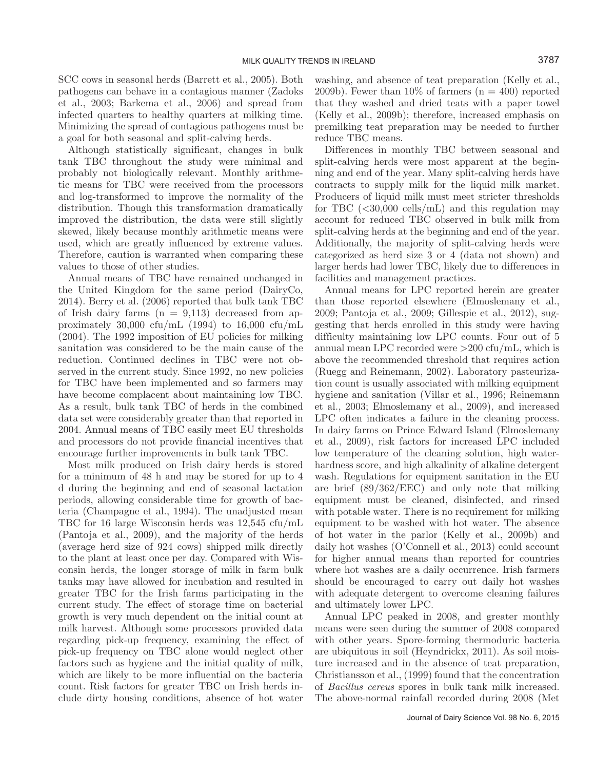SCC cows in seasonal herds (Barrett et al., 2005). Both pathogens can behave in a contagious manner (Zadoks et al., 2003; Barkema et al., 2006) and spread from infected quarters to healthy quarters at milking time. Minimizing the spread of contagious pathogens must be a goal for both seasonal and split-calving herds.

Although statistically significant, changes in bulk tank TBC throughout the study were minimal and probably not biologically relevant. Monthly arithmetic means for TBC were received from the processors and log-transformed to improve the normality of the distribution. Though this transformation dramatically improved the distribution, the data were still slightly skewed, likely because monthly arithmetic means were used, which are greatly influenced by extreme values. Therefore, caution is warranted when comparing these values to those of other studies.

Annual means of TBC have remained unchanged in the United Kingdom for the same period (DairyCo, 2014). Berry et al. (2006) reported that bulk tank TBC of Irish dairy farms (n = 9,113) decreased from approximately 30,000 cfu/mL (1994) to 16,000 cfu/mL (2004). The 1992 imposition of EU policies for milking sanitation was considered to be the main cause of the reduction. Continued declines in TBC were not observed in the current study. Since 1992, no new policies for TBC have been implemented and so farmers may have become complacent about maintaining low TBC. As a result, bulk tank TBC of herds in the combined data set were considerably greater than that reported in 2004. Annual means of TBC easily meet EU thresholds and processors do not provide financial incentives that encourage further improvements in bulk tank TBC.

Most milk produced on Irish dairy herds is stored for a minimum of 48 h and may be stored for up to 4 d during the beginning and end of seasonal lactation periods, allowing considerable time for growth of bacteria (Champagne et al., 1994). The unadjusted mean TBC for 16 large Wisconsin herds was 12,545 cfu/mL (Pantoja et al., 2009), and the majority of the herds (average herd size of 924 cows) shipped milk directly to the plant at least once per day. Compared with Wisconsin herds, the longer storage of milk in farm bulk tanks may have allowed for incubation and resulted in greater TBC for the Irish farms participating in the current study. The effect of storage time on bacterial growth is very much dependent on the initial count at milk harvest. Although some processors provided data regarding pick-up frequency, examining the effect of pick-up frequency on TBC alone would neglect other factors such as hygiene and the initial quality of milk, which are likely to be more influential on the bacteria count. Risk factors for greater TBC on Irish herds include dirty housing conditions, absence of hot water washing, and absence of teat preparation (Kelly et al., 2009b). Fewer than 10% of farmers (n = 400) reported that they washed and dried teats with a paper towel (Kelly et al., 2009b); therefore, increased emphasis on premilking teat preparation may be needed to further reduce TBC means.

Differences in monthly TBC between seasonal and split-calving herds were most apparent at the beginning and end of the year. Many split-calving herds have contracts to supply milk for the liquid milk market. Producers of liquid milk must meet stricter thresholds for TBC (<30,000 cells/mL) and this regulation may account for reduced TBC observed in bulk milk from split-calving herds at the beginning and end of the year. Additionally, the majority of split-calving herds were categorized as herd size 3 or 4 (data not shown) and larger herds had lower TBC, likely due to differences in facilities and management practices.

Annual means for LPC reported herein are greater than those reported elsewhere (Elmoslemany et al., 2009; Pantoja et al., 2009; Gillespie et al., 2012), suggesting that herds enrolled in this study were having difficulty maintaining low LPC counts. Four out of 5 annual mean LPC recorded were >200 cfu/mL, which is above the recommended threshold that requires action (Ruegg and Reinemann, 2002). Laboratory pasteurization count is usually associated with milking equipment hygiene and sanitation (Villar et al., 1996; Reinemann et al., 2003; Elmoslemany et al., 2009), and increased LPC often indicates a failure in the cleaning process. In dairy farms on Prince Edward Island (Elmoslemany et al., 2009), risk factors for increased LPC included low temperature of the cleaning solution, high water-hardness score, and high alkalinity of alkaline detergent wash. Regulations for equipment sanitation in the EU are brief (89/362/EEC) and only note that milking equipment must be cleaned, disinfected, and rinsed with potable water. There is no requirement for milking equipment to be washed with hot water. The absence of hot water in the parlor (Kelly et al., 2009b) and daily hot washes (O'Connell et al., 2013) could account for higher annual means than reported for countries where hot washes are a daily occurrence. Irish farmers should be encouraged to carry out daily hot washes with adequate detergent to overcome cleaning failures and ultimately lower LPC.

Annual LPC peaked in 2008, and greater monthly means were seen during the summer of 2008 compared with other years. Spore-forming thermoduric bacteria are ubiquitous in soil (Heyndrickx, 2011). As soil moisture increased and in the absence of teat preparation, Christiansson et al., (1999) found that the concentration of *Bacillus cereus* spores in bulk tank milk increased. The above-normal rainfall recorded during 2008 (Met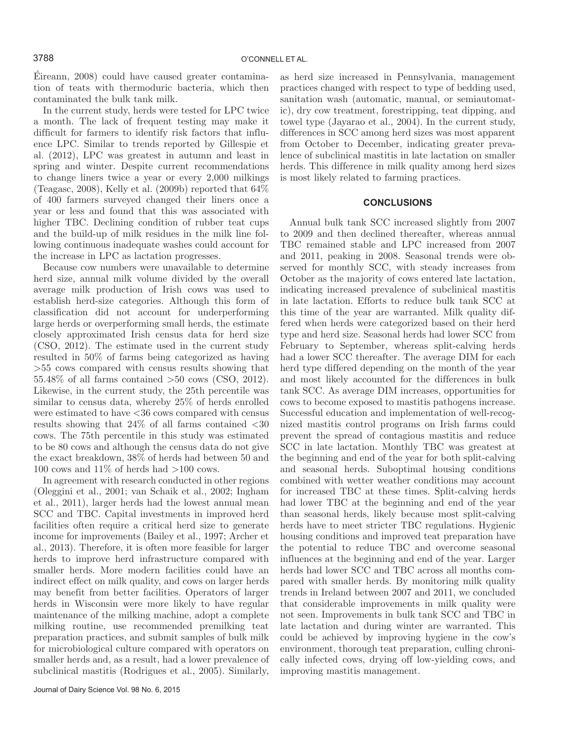Éireann, 2008) could have caused greater contamination of teats with thermoduric bacteria, which then contaminated the bulk tank milk.

In the current study, herds were tested for LPC twice a month. The lack of frequent testing may make it difficult for farmers to identify risk factors that influence LPC. Similar to trends reported by Gillespie et al. (2012), LPC was greatest in autumn and least in spring and winter. Despite current recommendations to change liners twice a year or every 2,000 milkings (Teagasc, 2008), Kelly et al. (2009b) reported that 64% of 400 farmers surveyed changed their liners once a year or less and found that this was associated with higher TBC. Declining condition of rubber teat cups and the build-up of milk residues in the milk line following continuous inadequate washes could account for the increase in LPC as lactation progresses.

Because cow numbers were unavailable to determine herd size, annual milk volume divided by the overall average milk production of Irish cows was used to establish herd-size categories. Although this form of classification did not account for underperforming large herds or overperforming small herds, the estimate closely approximated Irish census data for herd size (CSO, 2012). The estimate used in the current study resulted in 50% of farms being categorized as having >55 cows compared with census results showing that 55.48% of all farms contained >50 cows (CSO, 2012). Likewise, in the current study, the 25th percentile was similar to census data, whereby 25% of herds enrolled were estimated to have <36 cows compared with census results showing that 24% of all farms contained <30 cows. The 75th percentile in this study was estimated to be 80 cows and although the census data do not give the exact breakdown, 38% of herds had between 50 and 100 cows and 11% of herds had >100 cows.

In agreement with research conducted in other regions (Oleggini et al., 2001; van Schaik et al., 2002; Ingham et al., 2011), larger herds had the lowest annual mean SCC and TBC. Capital investments in improved herd facilities often require a critical herd size to generate income for improvements (Bailey et al., 1997; Archer et al., 2013). Therefore, it is often more feasible for larger herds to improve herd infrastructure compared with smaller herds. More modern facilities could have an indirect effect on milk quality, and cows on larger herds may benefit from better facilities. Operators of larger herds in Wisconsin were more likely to have regular maintenance of the milking machine, adopt a complete milking routine, use recommended premilking teat preparation practices, and submit samples of bulk milk for microbiological culture compared with operators on smaller herds and, as a result, had a lower prevalence of subclinical mastitis (Rodrigues et al., 2005). Similarly, as herd size increased in Pennsylvania, management practices changed with respect to type of bedding used, sanitation wash (automatic, manual, or semiautomatic), dry cow treatment, forestripping, teat dipping, and towel type (Jayarao et al., 2004). In the current study, differences in SCC among herd sizes was most apparent from October to December, indicating greater prevalence of subclinical mastitis in late lactation on smaller herds. This difference in milk quality among herd sizes is most likely related to farming practices.

## CONCLUSIONS

Annual bulk tank SCC increased slightly from 2007 to 2009 and then declined thereafter, whereas annual TBC remained stable and LPC increased from 2007 and 2011, peaking in 2008. Seasonal trends were observed for monthly SCC, with steady increases from October as the majority of cows entered late lactation, indicating increased prevalence of subclinical mastitis in late lactation. Efforts to reduce bulk tank SCC at this time of the year are warranted. Milk quality differed when herds were categorized based on their herd type and herd size. Seasonal herds had lower SCC from February to September, whereas split-calving herds had a lower SCC thereafter. The average DIM for each herd type differed depending on the month of the year and most likely accounted for the differences in bulk tank SCC. As average DIM increases, opportunities for cows to become exposed to mastitis pathogens increase. Successful education and implementation of well-recognized mastitis control programs on Irish farms could prevent the spread of contagious mastitis and reduce SCC in late lactation. Monthly TBC was greatest at the beginning and end of the year for both split-calving and seasonal herds. Suboptimal housing conditions combined with wetter weather conditions may account for increased TBC at these times. Split-calving herds had lower TBC at the beginning and end of the year than seasonal herds, likely because most split-calving herds have to meet stricter TBC regulations. Hygienic housing conditions and improved teat preparation have the potential to reduce TBC and overcome seasonal influences at the beginning and end of the year. Larger herds had lower SCC and TBC across all months compared with smaller herds. By monitoring milk quality trends in Ireland between 2007 and 2011, we concluded that considerable improvements in milk quality were not seen. Improvements in bulk tank SCC and TBC in late lactation and during winter are warranted. This could be achieved by improving hygiene in the cow's environment, thorough teat preparation, culling chronically infected cows, drying off low-yielding cows, and improving mastitis management.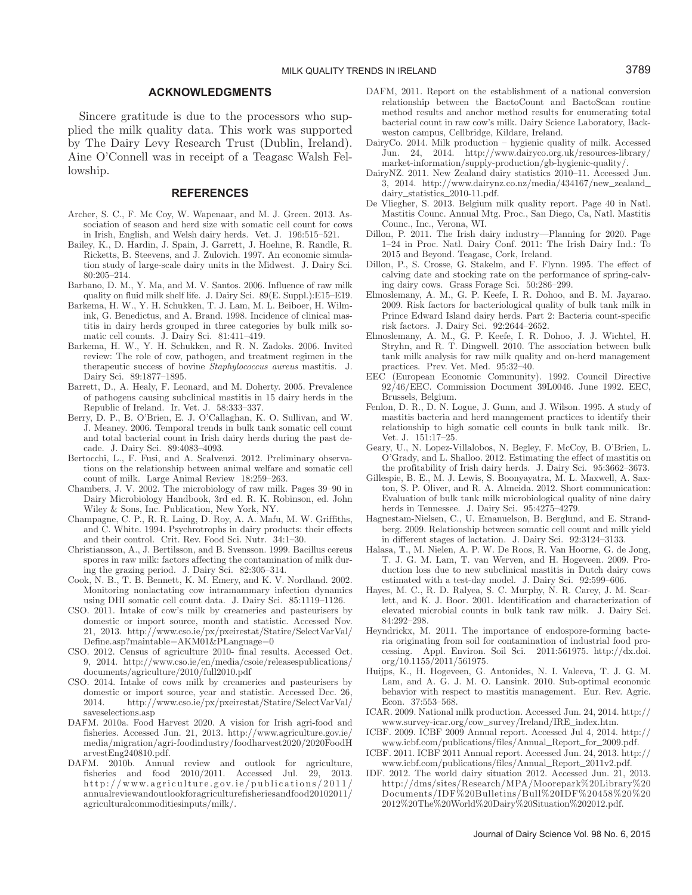## ACKNOWLEDGMENTS

Sincere gratitude is due to the processors who supplied the milk quality data. This work was supported by The Dairy Levy Research Trust (Dublin, Ireland). Aine O'Connell was in receipt of a Teagasc Walsh Fellowship.

## REFERENCES

Archer, S. C., F. Mc Coy, W. Wapenaar, and M. J. Green. 2013. Association of season and herd size with somatic cell count for cows in Irish, English, and Welsh dairy herds. Vet. J. 196:515–521.

Bailey, K., D. Hardin, J. Spain, J. Garrett, J. Hoehne, R. Randle, R. Ricketts, B. Steevens, and J. Zulovich. 1997. An economic simulation study of large-scale dairy units in the Midwest. J. Dairy Sci. 80:205–214.

Barbano, D. M., Y. Ma, and M. V. Santos. 2006. Influence of raw milk quality on fluid milk shelf life. J. Dairy Sci. 89(E. Suppl.):E15–E19.

Barkema, H. W., Y. H. Schukken, T. J. Lam, M. L. Beiboer, H. Wilmink, G. Benedictus, and A. Brand. 1998. Incidence of clinical mastitis in dairy herds grouped in three categories by bulk milk somatic cell counts. J. Dairy Sci. 81:411–419.

Barkema, H. W., Y. H. Schukken, and R. N. Zadoks. 2006. Invited review: The role of cow, pathogen, and treatment regimen in the therapeutic success of bovine *Staphylococcus aureus* mastitis. J. Dairy Sci. 89:1877–1895.

Barrett, D., A. Healy, F. Leonard, and M. Doherty. 2005. Prevalence of pathogens causing subclinical mastitis in 15 dairy herds in the Republic of Ireland. Ir. Vet. J. 58:333–337.

Berry, D. P., B. O'Brien, E. J. O'Callaghan, K. O. Sullivan, and W. J. Meaney. 2006. Temporal trends in bulk tank somatic cell count and total bacterial count in Irish dairy herds during the past decade. J. Dairy Sci. 89:4083–4093.

Bertocchi, L., F. Fusi, and A. Scalvenzi. 2012. Preliminary observations on the relationship between animal welfare and somatic cell count of milk. Large Animal Review 18:259–263.

Chambers, J. V. 2002. The microbiology of raw milk. Pages 39–90 in Dairy Microbiology Handbook, 3rd ed. R. K. Robinson, ed. John Wiley & Sons, Inc. Publication, New York, NY.

Champagne, C. P., R. R. Laing, D. Roy, A. A. Mafu, M. W. Griffiths, and C. White. 1994. Psychrotrophs in dairy products: their effects and their control. Crit. Rev. Food Sci. Nutr. 34:1–30.

Christiansson, A., J. Bertilsson, and B. Svensson. 1999. Bacillus cereus spores in raw milk: factors affecting the contamination of milk during the grazing period. J. Dairy Sci. 82:305–314.

Cook, N. B., T. B. Bennett, K. M. Emery, and K. V. Nordland. 2002. Monitoring nonlactating cow intramammary infection dynamics using DHI somatic cell count data. J. Dairy Sci. 85:1119–1126.

CSO. 2011. Intake of cow's milk by creameries and pasteurisers by domestic or import source, month and statistic. Accessed Nov. 21, 2013. http://www.cso.ie/px/pxeirestat/Statire/SelectVarVal/Define.asp?maintable=AKM01&PLanguage=0

CSO. 2012. Census of agriculture 2010- final results. Accessed Oct. 9, 2014. http://www.cso.ie/en/media/csoie/releasespublications/documents/agriculture/2010/full2010.pdf

CSO. 2014. Intake of cows milk by creameries and pasteurisers by domestic or import source, year and statistic. Accessed Dec. 26, 2014. http://www.cso.ie/px/pxeirestat/Statire/SelectVarVal/saveselections.asp

DAFM. 2010a. Food Harvest 2020. A vision for Irish agri-food and fisheries. Accessed Jun. 21, 2013. http://www.agriculture.gov.ie/media/migration/agri-foodindustry/foodharvest2020/2020FoodHarvestEng240810.pdf.

DAFM. 2010b. Annual review and outlook for agriculture, fisheries and food 2010/2011. Accessed Jul. 29, 2013. http://www.agriculture.gov.ie/publications/2011/annualreviewandoutlookforagriculturefisheriesandfood20102011/agriculturalcommoditiesinputs/milk/.

DAFM, 2011. Report on the establishment of a national conversion relationship between the BactoCount and BactoScan routine method results and anchor method results for enumerating total bacterial count in raw cow's milk. Dairy Science Laboratory, Backweston campus, Cellbridge, Kildare, Ireland.

DairyCo. 2014. Milk production – hygienic quality of milk. Accessed Jun. 24, 2014. http://www.dairyco.org.uk/resources-library/market-information/supply-production/gb-hygienic-quality/.

DairyNZ. 2011. New Zealand dairy statistics 2010–11. Accessed Jun. 3, 2014. http://www.dairynz.co.nz/media/434167/new_zealand_dairy_statistics_2010-11.pdf.

De Vliegher, S. 2013. Belgium milk quality report. Page 40 in Natl. Mastitis Counc. Annual Mtg. Proc., San Diego, Ca, Natl. Mastitis Counc., Inc., Verona, WI.

Dillon, P. 2011. The Irish dairy industry—Planning for 2020. Page 1–24 in Proc. Natl. Dairy Conf. 2011: The Irish Dairy Ind.: To 2015 and Beyond. Teagasc, Cork, Ireland.

Dillon, P., S. Crosse, G. Stakelm, and F. Flynn. 1995. The effect of calving date and stocking rate on the performance of spring-calving dairy cows. Grass Forage Sci. 50:286–299.

Elmoslemany, A. M., G. P. Keefe, I. R. Dohoo, and B. M. Jayarao. 2009. Risk factors for bacteriological quality of bulk tank milk in Prince Edward Island dairy herds. Part 2: Bacteria count-specific risk factors. J. Dairy Sci. 92:2644–2652.

Elmoslemany, A. M., G. P. Keefe, I. R. Dohoo, J. J. Wichtel, H. Stryhn, and R. T. Dingwell. 2010. The association between bulk tank milk analysis for raw milk quality and on-herd management practices. Prev. Vet. Med. 95:32–40.

EEC (European Economic Community). 1992. Council Directive 92/46/EEC. Commission Document 39L0046. June 1992. EEC, Brussels, Belgium.

Fenlon, D. R., D. N. Logue, J. Gunn, and J. Wilson. 1995. A study of mastitis bacteria and herd management practices to identify their relationship to high somatic cell counts in bulk tank milk. Br. Vet. J. 151:17–25.

Geary, U., N. Lopez-Villalobos, N. Begley, F. McCoy, B. O'Brien, L. O'Grady, and L. Shalloo. 2012. Estimating the effect of mastitis on the profitability of Irish dairy herds. J. Dairy Sci. 95:3662–3673.

Gillespie, B. E., M. J. Lewis, S. Boonyayatra, M. L. Maxwell, A. Saxton, S. P. Oliver, and R. A. Almeida. 2012. Short communication: Evaluation of bulk tank milk microbiological quality of nine dairy herds in Tennessee. J. Dairy Sci. 95:4275–4279.

Hagnestam-Nielsen, C., U. Emanuelson, B. Berglund, and E. Strandberg. 2009. Relationship between somatic cell count and milk yield in different stages of lactation. J. Dairy Sci. 92:3124–3133.

Halasa, T., M. Nielen, A. P. W. De Roos, R. Van Hoorne, G. de Jong, T. J. G. M. Lam, T. van Werven, and H. Hogeveen. 2009. Production loss due to new subclinical mastitis in Dutch dairy cows estimated with a test-day model. J. Dairy Sci. 92:599–606.

Hayes, M. C., R. D. Ralyea, S. C. Murphy, N. R. Carey, J. M. Scarlett, and K. J. Boor. 2001. Identification and characterization of elevated microbial counts in bulk tank raw milk. J. Dairy Sci. 84:292–298.

Heyndrickx, M. 2011. The importance of endospore-forming bacteria originating from soil for contamination of industrial food processing. Appl. Environ. Soil Sci. 2011:561975. http://dx.doi.org/10.1155/2011/561975.

Huijps, K., H. Hogeveen, G. Antonides, N. I. Valeeva, T. J. G. M. Lam, and A. G. J. M. O. Lansink. 2010. Sub-optimal economic behavior with respect to mastitis management. Eur. Rev. Agric. Econ. 37:553–568.

ICAR. 2009. National milk production. Accessed Jun. 24, 2014. http://www.survey-icar.org/cow_survey/Ireland/IRE_index.htm.

ICBF. 2009. ICBF 2009 Annual report. Accessed Jul 4, 2014. http://www.icbf.com/publications/files/Annual_Report_for_2009.pdf.

ICBF. 2011. ICBF 2011 Annual report. Accessed Jun. 24, 2013. http://www.icbf.com/publications/files/Annual_Report_2011v2.pdf.

IDF. 2012. The world dairy situation 2012. Accessed Jun. 21, 2013. http://dms/sites/Research/MPA/Moorepark%20Library%20Documents/IDF%20Bulletins/Bull%20IDF%20458%20%202012%20The%20World%20Dairy%20Situation%202012.pdf.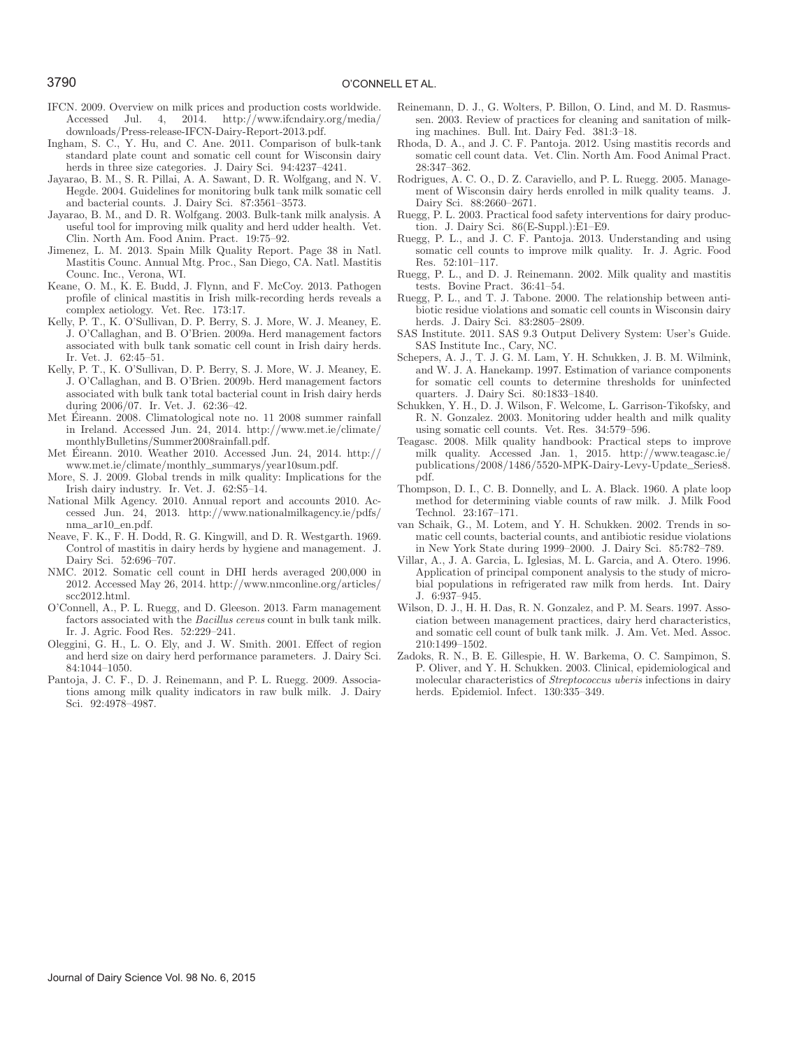IFCN. 2009. Overview on milk prices and production costs worldwide. Accessed Jul. 4, 2014. http://www.ifcndairy.org/media/downloads/Press-release-IFCN-Dairy-Report-2013.pdf.

Ingham, S. C., Y. Hu, and C. Ane. 2011. Comparison of bulk-tank standard plate count and somatic cell count for Wisconsin dairy herds in three size categories. J. Dairy Sci. 94:4237–4241.

Jayarao, B. M., S. R. Pillai, A. A. Sawant, D. R. Wolfgang, and N. V. Hegde. 2004. Guidelines for monitoring bulk tank milk somatic cell and bacterial counts. J. Dairy Sci. 87:3561–3573.

Jayarao, B. M., and D. R. Wolfgang. 2003. Bulk-tank milk analysis. A useful tool for improving milk quality and herd udder health. Vet. Clin. North Am. Food Anim. Pract. 19:75–92.

Jimenez, L. M. 2013. Spain Milk Quality Report. Page 38 in Natl. Mastitis Counc. Annual Mtg. Proc., San Diego, CA. Natl. Mastitis Counc. Inc., Verona, WI.

Keane, O. M., K. E. Budd, J. Flynn, and F. McCoy. 2013. Pathogen profile of clinical mastitis in Irish milk-recording herds reveals a complex aetiology. Vet. Rec. 173:17.

Kelly, P. T., K. O'Sullivan, D. P. Berry, S. J. More, W. J. Meaney, E. J. O'Callaghan, and B. O'Brien. 2009a. Herd management factors associated with bulk tank somatic cell count in Irish dairy herds. Ir. Vet. J. 62:45–51.

Kelly, P. T., K. O'Sullivan, D. P. Berry, S. J. More, W. J. Meaney, E. J. O'Callaghan, and B. O'Brien. 2009b. Herd management factors associated with bulk tank total bacterial count in Irish dairy herds during 2006/07. Ir. Vet. J. 62:36–42.

Met Éireann. 2008. Climatological note no. 11 2008 summer rainfall in Ireland. Accessed Jun. 24, 2014. http://www.met.ie/climate/monthlyBulletins/Summer2008rainfall.pdf.

Met Éireann. 2010. Weather 2010. Accessed Jun. 24, 2014. http://www.met.ie/climate/monthly_summarys/year10sum.pdf.

More, S. J. 2009. Global trends in milk quality: Implications for the Irish dairy industry. Ir. Vet. J. 62:S5–14.

National Milk Agency. 2010. Annual report and accounts 2010. Accessed Jun. 24, 2013. http://www.nationalmilkagency.ie/pdfs/nma_ar10_en.pdf.

Neave, F. K., F. H. Dodd, R. G. Kingwill, and D. R. Westgarth. 1969. Control of mastitis in dairy herds by hygiene and management. J. Dairy Sci. 52:696–707.

NMC. 2012. Somatic cell count in DHI herds averaged 200,000 in 2012. Accessed May 26, 2014. http://www.nmconline.org/articles/scc2012.html.

O'Connell, A., P. L. Ruegg, and D. Gleeson. 2013. Farm management factors associated with the *Bacillus cereus* count in bulk tank milk. Ir. J. Agric. Food Res. 52:229–241.

Oleggini, G. H., L. O. Ely, and J. W. Smith. 2001. Effect of region and herd size on dairy herd performance parameters. J. Dairy Sci. 84:1044–1050.

Pantoja, J. C. F., D. J. Reinemann, and P. L. Ruegg. 2009. Associations among milk quality indicators in raw bulk milk. J. Dairy Sci. 92:4978–4987.

Reinemann, D. J., G. Wolters, P. Billon, O. Lind, and M. D. Rasmussen. 2003. Review of practices for cleaning and sanitation of milking machines. Bull. Int. Dairy Fed. 381:3–18.

Rhoda, D. A., and J. C. F. Pantoja. 2012. Using mastitis records and somatic cell count data. Vet. Clin. North Am. Food Animal Pract. 28:347–362.

Rodrigues, A. C. O., D. Z. Caraviello, and P. L. Ruegg. 2005. Management of Wisconsin dairy herds enrolled in milk quality teams. J. Dairy Sci. 88:2660–2671.

Ruegg, P. L. 2003. Practical food safety interventions for dairy production. J. Dairy Sci. 86(E-Suppl.):E1–E9.

Ruegg, P. L., and J. C. F. Pantoja. 2013. Understanding and using somatic cell counts to improve milk quality. Ir. J. Agric. Food Res. 52:101–117.

Ruegg, P. L., and D. J. Reinemann. 2002. Milk quality and mastitis tests. Bovine Pract. 36:41–54.

Ruegg, P. L., and T. J. Tabone. 2000. The relationship between antibiotic residue violations and somatic cell counts in Wisconsin dairy herds. J. Dairy Sci. 83:2805–2809.

SAS Institute. 2011. SAS 9.3 Output Delivery System: User's Guide. SAS Institute Inc., Cary, NC.

Schepers, A. J., T. J. G. M. Lam, Y. H. Schukken, J. B. M. Wilmink, and W. J. A. Hanekamp. 1997. Estimation of variance components for somatic cell counts to determine thresholds for uninfected quarters. J. Dairy Sci. 80:1833–1840.

Schukken, Y. H., D. J. Wilson, F. Welcome, L. Garrison-Tikofsky, and R. N. Gonzalez. 2003. Monitoring udder health and milk quality using somatic cell counts. Vet. Res. 34:579–596.

Teagasc. 2008. Milk quality handbook: Practical steps to improve milk quality. Accessed Jan. 1, 2015. http://www.teagasc.ie/publications/2008/1486/5520-MPK-Dairy-Levy-Update_Series8.pdf.

Thompson, D. I., C. B. Donnelly, and L. A. Black. 1960. A plate loop method for determining viable counts of raw milk. J. Milk Food Technol. 23:167–171.

van Schaik, G., M. Lotem, and Y. H. Schukken. 2002. Trends in somatic cell counts, bacterial counts, and antibiotic residue violations in New York State during 1999–2000. J. Dairy Sci. 85:782–789.

Villar, A., J. A. Garcia, L. Iglesias, M. L. Garcia, and A. Otero. 1996. Application of principal component analysis to the study of microbial populations in refrigerated raw milk from herds. Int. Dairy J. 6:937–945.

Wilson, D. J., H. H. Das, R. N. Gonzalez, and P. M. Sears. 1997. Association between management practices, dairy herd characteristics, and somatic cell count of bulk tank milk. J. Am. Vet. Med. Assoc. 210:1499–1502.

Zadoks, R. N., B. E. Gillespie, H. W. Barkema, O. C. Sampimon, S. P. Oliver, and Y. H. Schukken. 2003. Clinical, epidemiological and molecular characteristics of *Streptococcus uberis* infections in dairy herds. Epidemiol. Infect. 130:335–349.